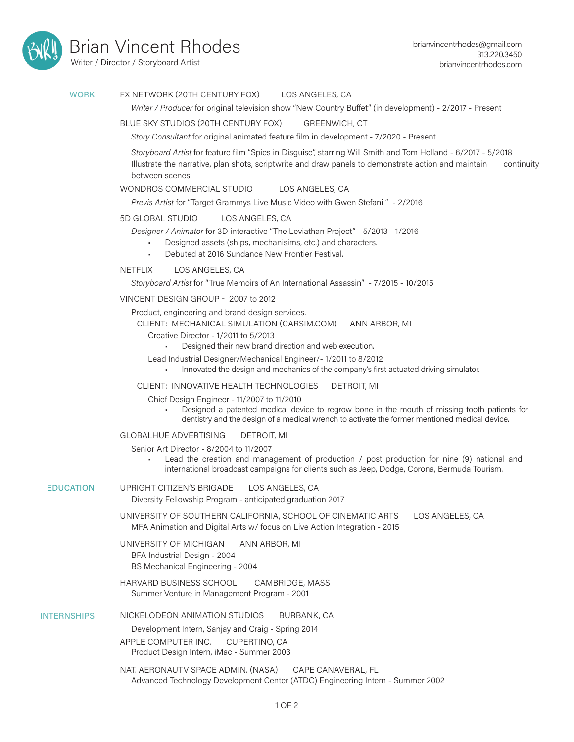# Brian Vincent Rhodes

Writer / Director / Storyboard Artist

brianvincentrhodes@gmail.com
313.220.3450
brianvincentrhodes.com

## WORK

**FX NETWORK (20TH CENTURY FOX)** LOS ANGELES, CA

*Writer / Producer* for original television show "New Country Buffet" (in development) - 2/2017 - Present

**BLUE SKY STUDIOS (20TH CENTURY FOX)** GREENWICH, CT

*Story Consultant* for original animated feature film in development - 7/2020 - Present

*Storyboard Artist* for feature film "Spies in Disguise", starring Will Smith and Tom Holland - 6/2017 - 5/2018
Illustrate the narrative, plan shots, scriptwrite and draw panels to demonstrate action and maintain continuity between scenes.

**WONDROS COMMERCIAL STUDIO** LOS ANGELES, CA

*Previs Artist* for "Target Grammys Live Music Video with Gwen Stefani " - 2/2016

**5D GLOBAL STUDIO** LOS ANGELES, CA

*Designer / Animator* for 3D interactive "The Leviathan Project" - 5/2013 - 1/2016

- Designed assets (ships, mechanisims, etc.) and characters.
- Debuted at 2016 Sundance New Frontier Festival.

**NETFLIX** LOS ANGELES, CA

*Storyboard Artist* for "True Memoirs of An International Assassin" - 7/2015 - 10/2015

**VINCENT DESIGN GROUP** - 2007 to 2012

Product, engineering and brand design services.

CLIENT: MECHANICAL SIMULATION (CARSIM.COM) ANN ARBOR, MI

Creative Director - 1/2011 to 5/2013

- Designed their new brand direction and web execution.

Lead Industrial Designer/Mechanical Engineer/- 1/2011 to 8/2012

- Innovated the design and mechanics of the company's first actuated driving simulator.

CLIENT: INNOVATIVE HEALTH TECHNOLOGIES DETROIT, MI

Chief Design Engineer - 11/2007 to 11/2010

- Designed a patented medical device to regrow bone in the mouth of missing tooth patients for dentistry and the design of a medical wrench to activate the former mentioned medical device.

**GLOBALHUE ADVERTISING** DETROIT, MI

Senior Art Director - 8/2004 to 11/2007

- Lead the creation and management of production / post production for nine (9) national and international broadcast campaigns for clients such as Jeep, Dodge, Corona, Bermuda Tourism.

## EDUCATION

**UPRIGHT CITIZEN'S BRIGADE** LOS ANGELES, CA
Diversity Fellowship Program - anticipated graduation 2017

**UNIVERSITY OF SOUTHERN CALIFORNIA, SCHOOL OF CINEMATIC ARTS** LOS ANGELES, CA
MFA Animation and Digital Arts w/ focus on Live Action Integration - 2015

**UNIVERSITY OF MICHIGAN** ANN ARBOR, MI
BFA Industrial Design - 2004
BS Mechanical Engineering - 2004

**HARVARD BUSINESS SCHOOL** CAMBRIDGE, MASS
Summer Venture in Management Program - 2001

## INTERNSHIPS

**NICKELODEON ANIMATION STUDIOS** BURBANK, CA
Development Intern, Sanjay and Craig - Spring 2014

**APPLE COMPUTER INC.** CUPERTINO, CA
Product Design Intern, iMac - Summer 2003

**NAT. AERONAUTV SPACE ADMIN. (NASA)** CAPE CANAVERAL, FL
Advanced Technology Development Center (ATDC) Engineering Intern - Summer 2002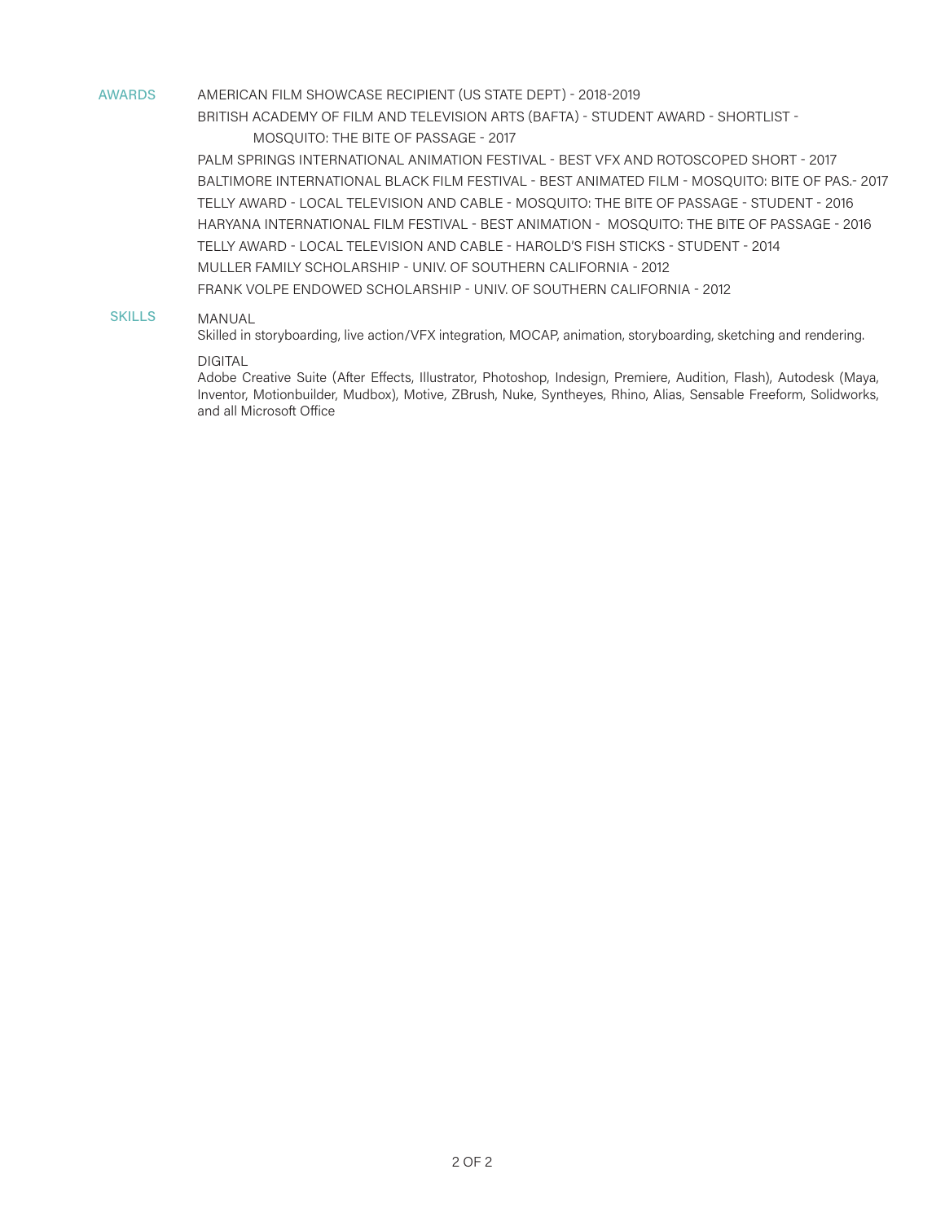## AWARDS

AMERICAN FILM SHOWCASE RECIPIENT (US STATE DEPT) - 2018-2019

BRITISH ACADEMY OF FILM AND TELEVISION ARTS (BAFTA) - STUDENT AWARD - SHORTLIST - MOSQUITO: THE BITE OF PASSAGE - 2017

PALM SPRINGS INTERNATIONAL ANIMATION FESTIVAL - BEST VFX AND ROTOSCOPED SHORT - 2017

BALTIMORE INTERNATIONAL BLACK FILM FESTIVAL - BEST ANIMATED FILM - MOSQUITO: BITE OF PAS.- 2017

TELLY AWARD - LOCAL TELEVISION AND CABLE - MOSQUITO: THE BITE OF PASSAGE - STUDENT - 2016

HARYANA INTERNATIONAL FILM FESTIVAL - BEST ANIMATION - MOSQUITO: THE BITE OF PASSAGE - 2016

TELLY AWARD - LOCAL TELEVISION AND CABLE - HAROLD'S FISH STICKS - STUDENT - 2014

MULLER FAMILY SCHOLARSHIP - UNIV. OF SOUTHERN CALIFORNIA - 2012

FRANK VOLPE ENDOWED SCHOLARSHIP - UNIV. OF SOUTHERN CALIFORNIA - 2012

## SKILLS

MANUAL

Skilled in storyboarding, live action/VFX integration, MOCAP, animation, storyboarding, sketching and rendering.

DIGITAL

Adobe Creative Suite (After Effects, Illustrator, Photoshop, Indesign, Premiere, Audition, Flash), Autodesk (Maya, Inventor, Motionbuilder, Mudbox), Motive, ZBrush, Nuke, Syntheyes, Rhino, Alias, Sensable Freeform, Solidworks, and all Microsoft Office